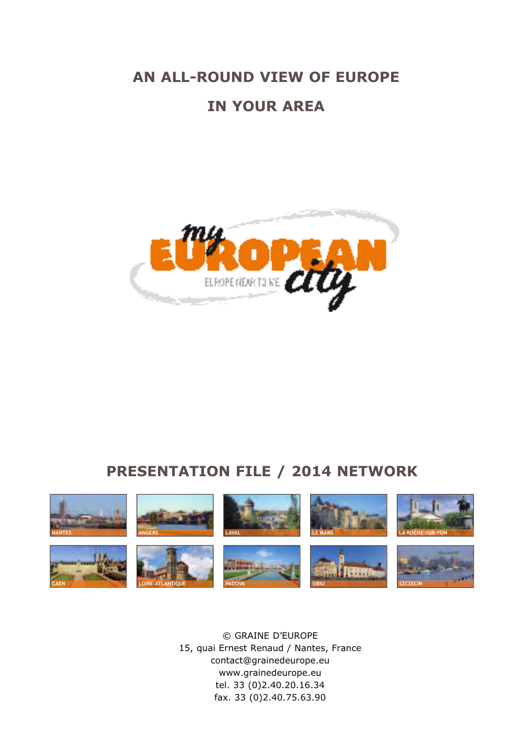# AN ALL-ROUND VIEW OF EUROPE

# IN YOUR AREA

my EUROPEAN city

EUROPE NEAR TO ME

## PRESENTATION FILE / 2014 NETWORK

NANTES

ANGERS

LAVAL

LE MANS

LA ROCHE-SUR-YON

CAEN

LOIRE-ATLANTIQUE

PADOVA

SIBIU

SZCZECIN

© GRAINE D'EUROPE
15, quai Ernest Renaud / Nantes, France
contact@grainedeurope.eu
www.grainedeurope.eu
tel. 33 (0)2.40.20.16.34
fax. 33 (0)2.40.75.63.90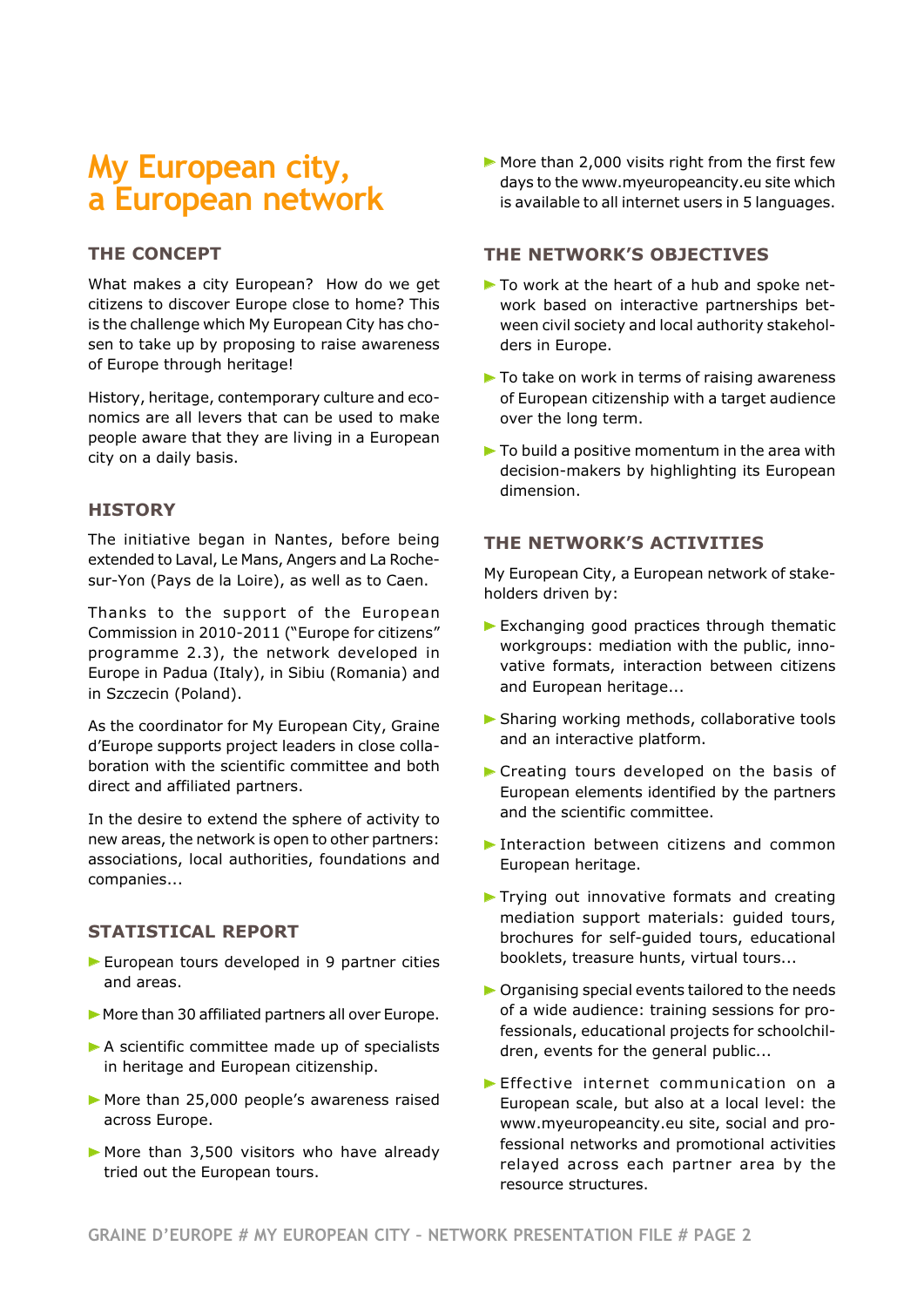# My European city, a European network

## THE CONCEPT

What makes a city European? How do we get citizens to discover Europe close to home? This is the challenge which My European City has chosen to take up by proposing to raise awareness of Europe through heritage!

History, heritage, contemporary culture and economics are all levers that can be used to make people aware that they are living in a European city on a daily basis.

## HISTORY

The initiative began in Nantes, before being extended to Laval, Le Mans, Angers and La Roche-sur-Yon (Pays de la Loire), as well as to Caen.

Thanks to the support of the European Commission in 2010-2011 ("Europe for citizens" programme 2.3), the network developed in Europe in Padua (Italy), in Sibiu (Romania) and in Szczecin (Poland).

As the coordinator for My European City, Graine d'Europe supports project leaders in close collaboration with the scientific committee and both direct and affiliated partners.

In the desire to extend the sphere of activity to new areas, the network is open to other partners: associations, local authorities, foundations and companies...

## STATISTICAL REPORT

- European tours developed in 9 partner cities and areas.
- More than 30 affiliated partners all over Europe.
- A scientific committee made up of specialists in heritage and European citizenship.
- More than 25,000 people's awareness raised across Europe.
- More than 3,500 visitors who have already tried out the European tours.
- More than 2,000 visits right from the first few days to the www.myeuropeancity.eu site which is available to all internet users in 5 languages.

## THE NETWORK'S OBJECTIVES

- To work at the heart of a hub and spoke network based on interactive partnerships between civil society and local authority stakeholders in Europe.
- To take on work in terms of raising awareness of European citizenship with a target audience over the long term.
- To build a positive momentum in the area with decision-makers by highlighting its European dimension.

## THE NETWORK'S ACTIVITIES

My European City, a European network of stakeholders driven by:

- Exchanging good practices through thematic workgroups: mediation with the public, innovative formats, interaction between citizens and European heritage...
- Sharing working methods, collaborative tools and an interactive platform.
- Creating tours developed on the basis of European elements identified by the partners and the scientific committee.
- Interaction between citizens and common European heritage.
- Trying out innovative formats and creating mediation support materials: guided tours, brochures for self-guided tours, educational booklets, treasure hunts, virtual tours...
- Organising special events tailored to the needs of a wide audience: training sessions for professionals, educational projects for schoolchildren, events for the general public...
- Effective internet communication on a European scale, but also at a local level: the www.myeuropeancity.eu site, social and professional networks and promotional activities relayed across each partner area by the resource structures.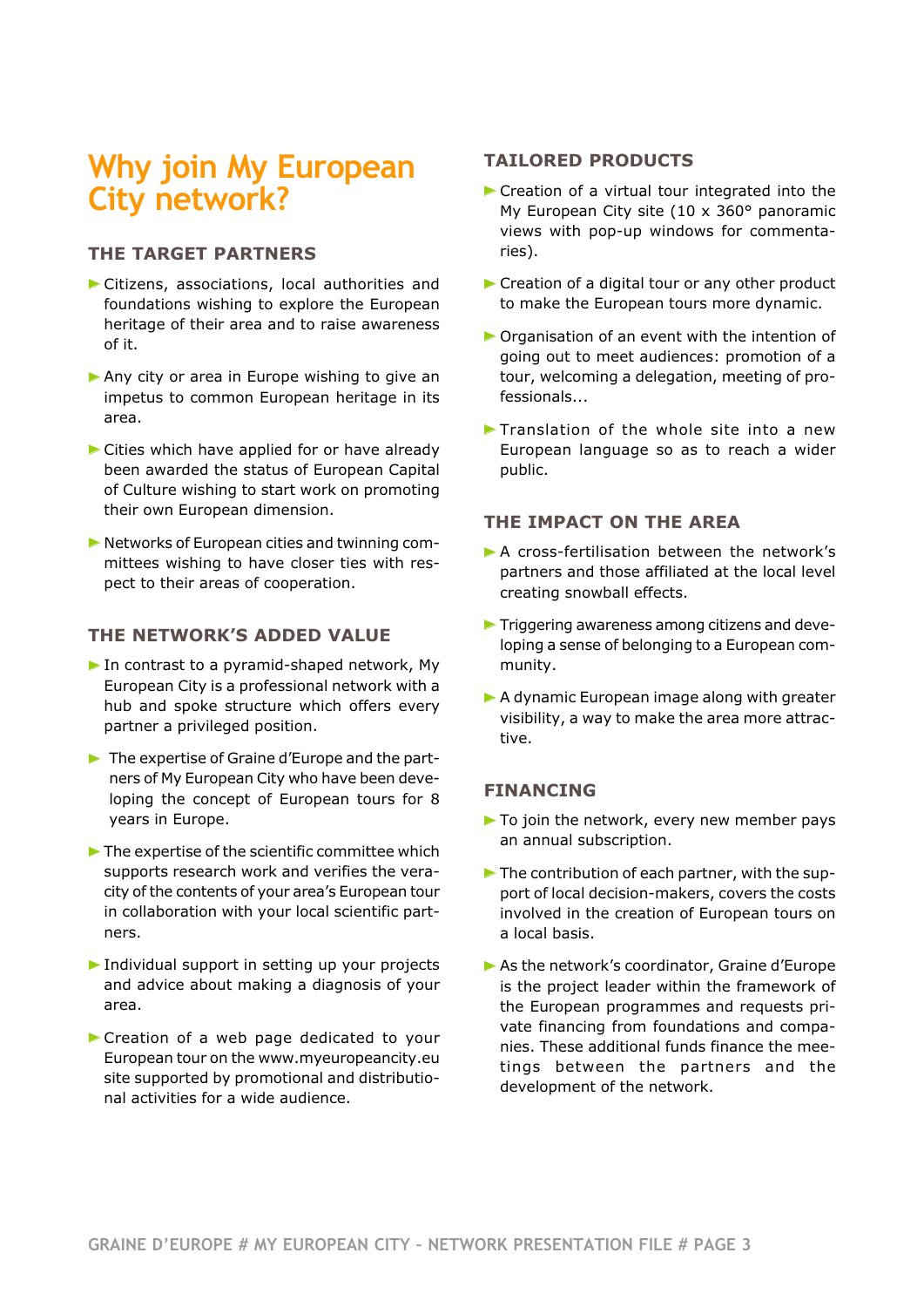# Why join My European City network?

### THE TARGET PARTNERS

- Citizens, associations, local authorities and foundations wishing to explore the European heritage of their area and to raise awareness of it.
- Any city or area in Europe wishing to give an impetus to common European heritage in its area.
- Cities which have applied for or have already been awarded the status of European Capital of Culture wishing to start work on promoting their own European dimension.
- Networks of European cities and twinning committees wishing to have closer ties with respect to their areas of cooperation.

### THE NETWORK'S ADDED VALUE

- In contrast to a pyramid-shaped network, My European City is a professional network with a hub and spoke structure which offers every partner a privileged position.
- The expertise of Graine d'Europe and the partners of My European City who have been developing the concept of European tours for 8 years in Europe.
- The expertise of the scientific committee which supports research work and verifies the veracity of the contents of your area's European tour in collaboration with your local scientific partners.
- Individual support in setting up your projects and advice about making a diagnosis of your area.
- Creation of a web page dedicated to your European tour on the www.myeuropeancity.eu site supported by promotional and distributional activities for a wide audience.

### TAILORED PRODUCTS

- Creation of a virtual tour integrated into the My European City site (10 x 360° panoramic views with pop-up windows for commentaries).
- Creation of a digital tour or any other product to make the European tours more dynamic.
- Organisation of an event with the intention of going out to meet audiences: promotion of a tour, welcoming a delegation, meeting of professionals...
- Translation of the whole site into a new European language so as to reach a wider public.

### THE IMPACT ON THE AREA

- A cross-fertilisation between the network's partners and those affiliated at the local level creating snowball effects.
- Triggering awareness among citizens and developing a sense of belonging to a European community.
- A dynamic European image along with greater visibility, a way to make the area more attractive.

### FINANCING

- To join the network, every new member pays an annual subscription.
- The contribution of each partner, with the support of local decision-makers, covers the costs involved in the creation of European tours on a local basis.
- As the network's coordinator, Graine d'Europe is the project leader within the framework of the European programmes and requests private financing from foundations and companies. These additional funds finance the meetings between the partners and the development of the network.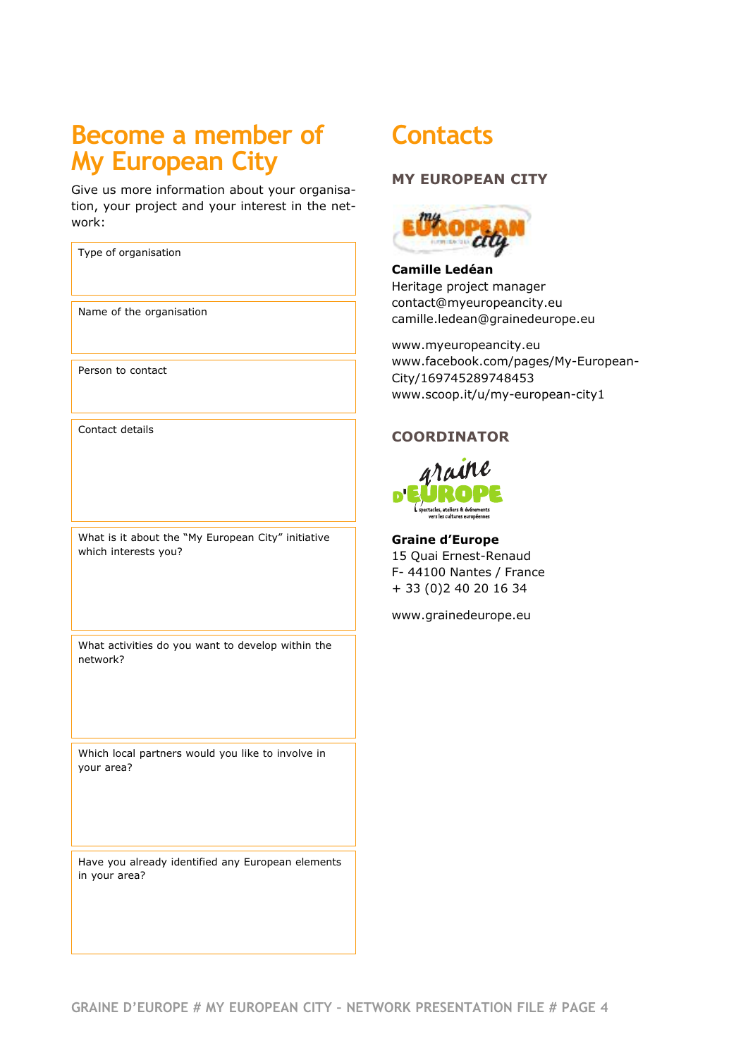# Become a member of My European City

Give us more information about your organisation, your project and your interest in the network:

Type of organisation

Name of the organisation

Person to contact

Contact details

What is it about the "My European City" initiative which interests you?

What activities do you want to develop within the network?

Which local partners would you like to involve in your area?

Have you already identified any European elements in your area?

# Contacts

## MY EUROPEAN CITY

**Camille Ledéan**
Heritage project manager
contact@myeuropeancity.eu
camille.ledean@grainedeurope.eu

www.myeuropeancity.eu
www.facebook.com/pages/My-European-City/169745289748453
www.scoop.it/u/my-european-city1

## COORDINATOR

**Graine d'Europe**
15 Quai Ernest-Renaud
F- 44100 Nantes / France
+ 33 (0)2 40 20 16 34

www.grainedeurope.eu